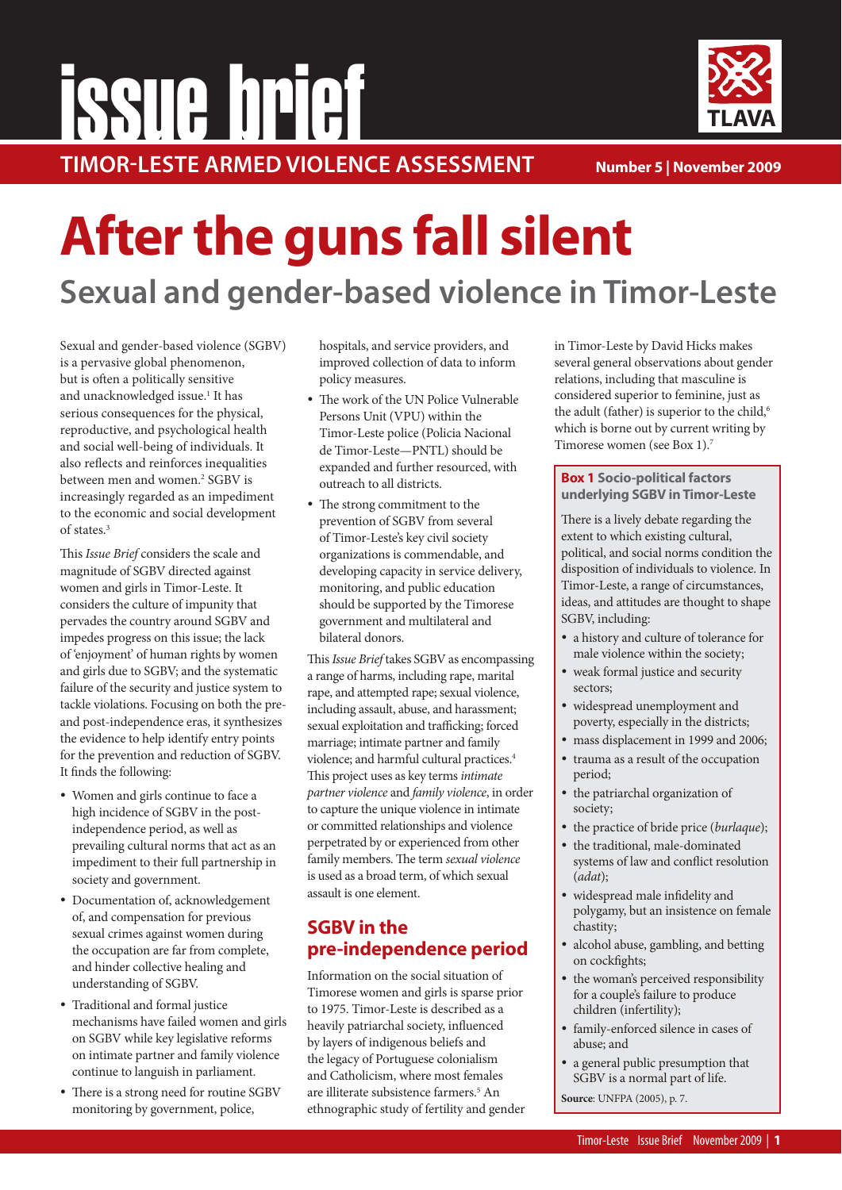# issue brief

**TIMOR-LESTE ARMED VIOLENCE ASSESSMENT**

**Number 5 | November 2009**

# After the guns fall silent

## Sexual and gender-based violence in Timor-Leste

Sexual and gender-based violence (SGBV) is a pervasive global phenomenon, but is often a politically sensitive and unacknowledged issue.[1] It has serious consequences for the physical, reproductive, and psychological health and social well-being of individuals. It also reflects and reinforces inequalities between men and women.[2] SGBV is increasingly regarded as an impediment to the economic and social development of states.[3]

This *Issue Brief* considers the scale and magnitude of SGBV directed against women and girls in Timor-Leste. It considers the culture of impunity that pervades the country around SGBV and impedes progress on this issue; the lack of 'enjoyment' of human rights by women and girls due to SGBV; and the systematic failure of the security and justice system to tackle violations. Focusing on both the pre- and post-independence eras, it synthesizes the evidence to help identify entry points for the prevention and reduction of SGBV. It finds the following:

- Women and girls continue to face a high incidence of SGBV in the post-independence period, as well as prevailing cultural norms that act as an impediment to their full partnership in society and government.
- Documentation of, acknowledgement of, and compensation for previous sexual crimes against women during the occupation are far from complete, and hinder collective healing and understanding of SGBV.
- Traditional and formal justice mechanisms have failed women and girls on SGBV while key legislative reforms on intimate partner and family violence continue to languish in parliament.
- There is a strong need for routine SGBV monitoring by government, police, hospitals, and service providers, and improved collection of data to inform policy measures.
- The work of the UN Police Vulnerable Persons Unit (VPU) within the Timor-Leste police (Policia Nacional de Timor-Leste—PNTL) should be expanded and further resourced, with outreach to all districts.
- The strong commitment to the prevention of SGBV from several of Timor-Leste's key civil society organizations is commendable, and developing capacity in service delivery, monitoring, and public education should be supported by the Timorese government and multilateral and bilateral donors.

This *Issue Brief* takes SGBV as encompassing a range of harms, including rape, marital rape, and attempted rape; sexual violence, including assault, abuse, and harassment; sexual exploitation and trafficking; forced marriage; intimate partner and family violence; and harmful cultural practices.[4] This project uses as key terms *intimate partner violence* and *family violence*, in order to capture the unique violence in intimate or committed relationships and violence perpetrated by or experienced from other family members. The term *sexual violence* is used as a broad term, of which sexual assault is one element.

## SGBV in the pre-independence period

Information on the social situation of Timorese women and girls is sparse prior to 1975. Timor-Leste is described as a heavily patriarchal society, influenced by layers of indigenous beliefs and the legacy of Portuguese colonialism and Catholicism, where most females are illiterate subsistence farmers.[5] An ethnographic study of fertility and gender in Timor-Leste by David Hicks makes several general observations about gender relations, including that masculine is considered superior to feminine, just as the adult (father) is superior to the child,[6] which is borne out by current writing by Timorese women (see Box 1).[7]

> **Box 1 Socio-political factors underlying SGBV in Timor-Leste**
>
> There is a lively debate regarding the extent to which existing cultural, political, and social norms condition the disposition of individuals to violence. In Timor-Leste, a range of circumstances, ideas, and attitudes are thought to shape SGBV, including:
>
> - a history and culture of tolerance for male violence within the society;
> - weak formal justice and security sectors;
> - widespread unemployment and poverty, especially in the districts;
> - mass displacement in 1999 and 2006;
> - trauma as a result of the occupation period;
> - the patriarchal organization of society;
> - the practice of bride price (*burlaque*);
> - the traditional, male-dominated systems of law and conflict resolution (*adat*);
> - widespread male infidelity and polygamy, but an insistence on female chastity;
> - alcohol abuse, gambling, and betting on cockfights;
> - the woman's perceived responsibility for a couple's failure to produce children (infertility);
> - family-enforced silence in cases of abuse; and
> - a general public presumption that SGBV is a normal part of life.
>
> **Source**: UNFPA (2005), p. 7.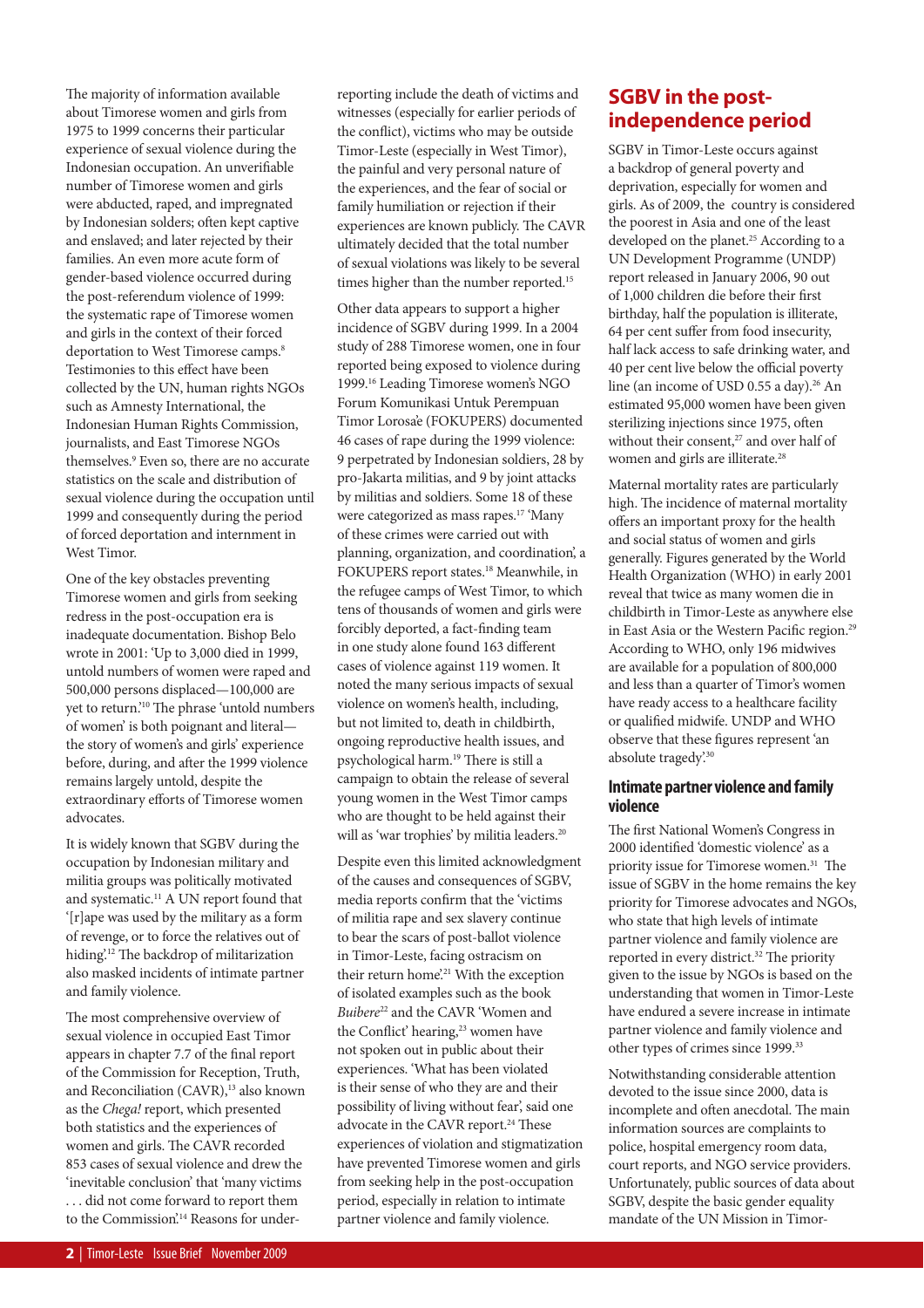The majority of information available about Timorese women and girls from 1975 to 1999 concerns their particular experience of sexual violence during the Indonesian occupation. An unverifiable number of Timorese women and girls were abducted, raped, and impregnated by Indonesian soldiers; often kept captive and enslaved; and later rejected by their families. An even more acute form of gender-based violence occurred during the post-referendum violence of 1999: the systematic rape of Timorese women and girls in the context of their forced deportation to West Timorese camps.[8] Testimonies to this effect have been collected by the UN, human rights NGOs such as Amnesty International, the Indonesian Human Rights Commission, journalists, and East Timorese NGOs themselves.[9] Even so, there are no accurate statistics on the scale and distribution of sexual violence during the occupation until 1999 and consequently during the period of forced deportation and internment in West Timor.

One of the key obstacles preventing Timorese women and girls from seeking redress in the post-occupation era is inadequate documentation. Bishop Belo wrote in 2001: 'Up to 3,000 died in 1999, untold numbers of women were raped and 500,000 persons displaced—100,000 are yet to return.'[10] The phrase 'untold numbers of women' is both poignant and literal—the story of women's and girls' experience before, during, and after the 1999 violence remains largely untold, despite the extraordinary efforts of Timorese women advocates.

It is widely known that SGBV during the occupation by Indonesian military and militia groups was politically motivated and systematic.[11] A UN report found that '[r]ape was used by the military as a form of revenge, or to force the relatives out of hiding'.[12] The backdrop of militarization also masked incidents of intimate partner and family violence.

The most comprehensive overview of sexual violence in occupied East Timor appears in chapter 7.7 of the final report of the Commission for Reception, Truth, and Reconciliation (CAVR),[13] also known as the *Chega!* report, which presented both statistics and the experiences of women and girls. The CAVR recorded 853 cases of sexual violence and drew the 'inevitable conclusion' that 'many victims . . . did not come forward to report them to the Commission'.[14] Reasons for under-reporting include the death of victims and witnesses (especially for earlier periods of the conflict), victims who may be outside Timor-Leste (especially in West Timor), the painful and very personal nature of the experiences, and the fear of social or family humiliation or rejection if their experiences are known publicly. The CAVR ultimately decided that the total number of sexual violations was likely to be several times higher than the number reported.[15]

Other data appears to support a higher incidence of SGBV during 1999. In a 2004 study of 288 Timorese women, one in four reported being exposed to violence during 1999.[16] Leading Timorese women's NGO Forum Komunikasi Untuk Perempuan Timor Lorosa'e (FOKUPERS) documented 46 cases of rape during the 1999 violence: 9 perpetrated by Indonesian soldiers, 28 by pro-Jakarta militias, and 9 by joint attacks by militias and soldiers. Some 18 of these were categorized as mass rapes.[17] 'Many of these crimes were carried out with planning, organization, and coordination', a FOKUPERS report states.[18] Meanwhile, in the refugee camps of West Timor, to which tens of thousands of women and girls were forcibly deported, a fact-finding team in one study alone found 163 different cases of violence against 119 women. It noted the many serious impacts of sexual violence on women's health, including, but not limited to, death in childbirth, ongoing reproductive health issues, and psychological harm.[19] There is still a campaign to obtain the release of several young women in the West Timor camps who are thought to be held against their will as 'war trophies' by militia leaders.[20]

Despite even this limited acknowledgment of the causes and consequences of SGBV, media reports confirm that the 'victims of militia rape and sex slavery continue to bear the scars of post-ballot violence in Timor-Leste, facing ostracism on their return home'.[21] With the exception of isolated examples such as the book *Buibere*[22] and the CAVR 'Women and the Conflict' hearing,[23] women have not spoken out in public about their experiences. 'What has been violated is their sense of who they are and their possibility of living without fear', said one advocate in the CAVR report.[24] These experiences of violation and stigmatization have prevented Timorese women and girls from seeking help in the post-occupation period, especially in relation to intimate partner violence and family violence.

## SGBV in the post-independence period

SGBV in Timor-Leste occurs against a backdrop of general poverty and deprivation, especially for women and girls. As of 2009, the country is considered the poorest in Asia and one of the least developed on the planet.[25] According to a UN Development Programme (UNDP) report released in January 2006, 90 out of 1,000 children die before their first birthday, half the population is illiterate, 64 per cent suffer from food insecurity, half lack access to safe drinking water, and 40 per cent live below the official poverty line (an income of USD 0.55 a day).[26] An estimated 95,000 women have been given sterilizing injections since 1975, often without their consent,[27] and over half of women and girls are illiterate.[28]

Maternal mortality rates are particularly high. The incidence of maternal mortality offers an important proxy for the health and social status of women and girls generally. Figures generated by the World Health Organization (WHO) in early 2001 reveal that twice as many women die in childbirth in Timor-Leste as anywhere else in East Asia or the Western Pacific region.[29] According to WHO, only 196 midwives are available for a population of 800,000 and less than a quarter of Timor's women have ready access to a healthcare facility or qualified midwife. UNDP and WHO observe that these figures represent 'an absolute tragedy'.[30]

### Intimate partner violence and family violence

The first National Women's Congress in 2000 identified 'domestic violence' as a priority issue for Timorese women.[31] The issue of SGBV in the home remains the key priority for Timorese advocates and NGOs, who state that high levels of intimate partner violence and family violence are reported in every district.[32] The priority given to the issue by NGOs is based on the understanding that women in Timor-Leste have endured a severe increase in intimate partner violence and family violence and other types of crimes since 1999.[33]

Notwithstanding considerable attention devoted to the issue since 2000, data is incomplete and often anecdotal. The main information sources are complaints to police, hospital emergency room data, court reports, and NGO service providers. Unfortunately, public sources of data about SGBV, despite the basic gender equality mandate of the UN Mission in Timor-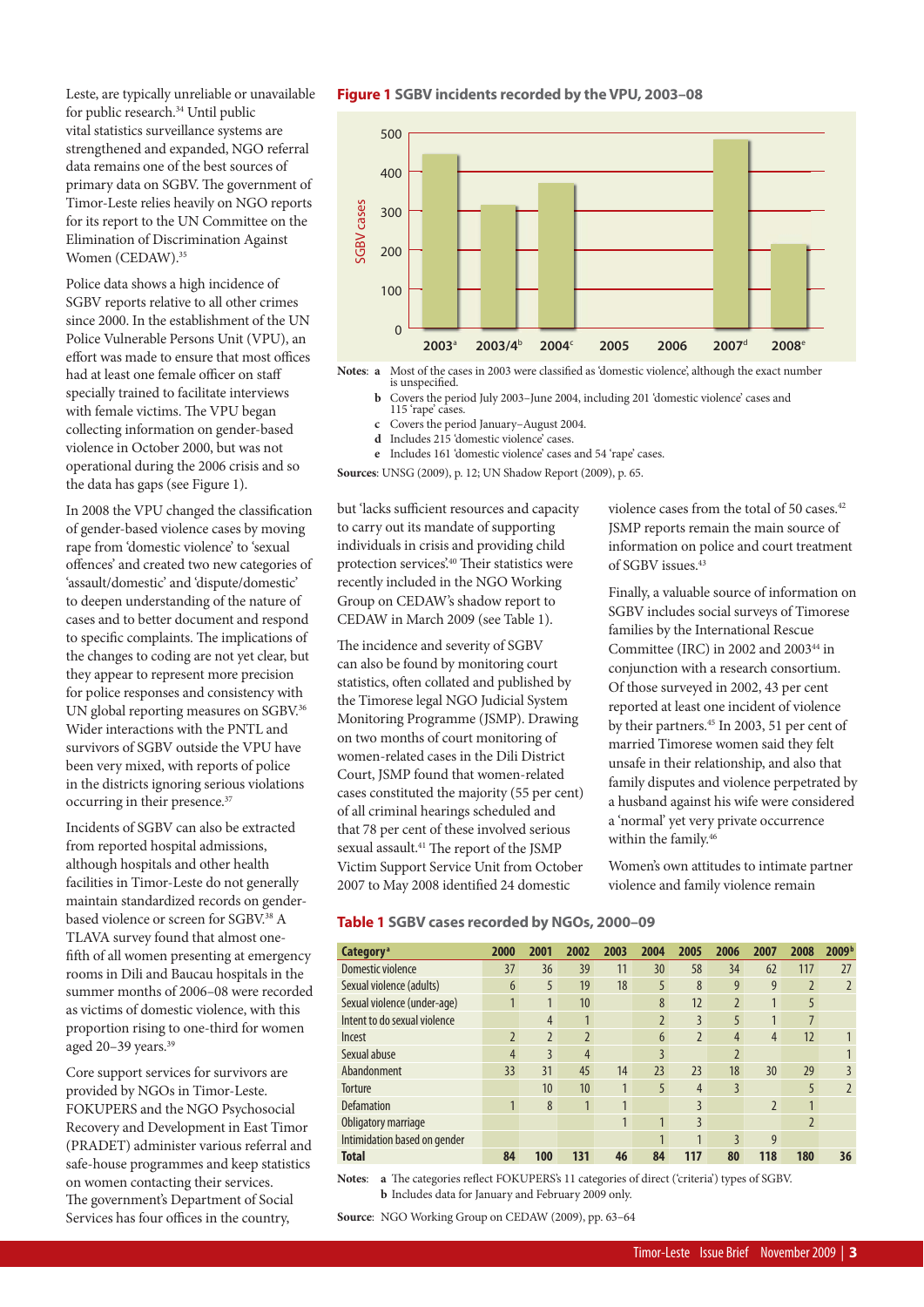Leste, are typically unreliable or unavailable for public research.[34] Until public vital statistics surveillance systems are strengthened and expanded, NGO referral data remains one of the best sources of primary data on SGBV. The government of Timor-Leste relies heavily on NGO reports for its report to the UN Committee on the Elimination of Discrimination Against Women (CEDAW).[35]

Police data shows a high incidence of SGBV reports relative to all other crimes since 2000. In the establishment of the UN Police Vulnerable Persons Unit (VPU), an effort was made to ensure that most offices had at least one female officer on staff specially trained to facilitate interviews with female victims. The VPU began collecting information on gender-based violence in October 2000, but was not operational during the 2006 crisis and so the data has gaps (see Figure 1).

In 2008 the VPU changed the classification of gender-based violence cases by moving rape from 'domestic violence' to 'sexual offences' and created two new categories of 'assault/domestic' and 'dispute/domestic' to deepen understanding of the nature of cases and to better document and respond to specific complaints. The implications of the changes to coding are not yet clear, but they appear to represent more precision for police responses and consistency with UN global reporting measures on SGBV.[36] Wider interactions with the PNTL and survivors of SGBV outside the VPU have been very mixed, with reports of police in the districts ignoring serious violations occurring in their presence.[37]

Incidents of SGBV can also be extracted from reported hospital admissions, although hospitals and other health facilities in Timor-Leste do not generally maintain standardized records on gender-based violence or screen for SGBV.[38] A TLAVA survey found that almost one-fifth of all women presenting at emergency rooms in Dili and Baucau hospitals in the summer months of 2006–08 were recorded as victims of domestic violence, with this proportion rising to one-third for women aged 20–39 years.[39]

Core support services for survivors are provided by NGOs in Timor-Leste. FOKUPERS and the NGO Psychosocial Recovery and Development in East Timor (PRADET) administer various referral and safe-house programmes and keep statistics on women contacting their services. The government's Department of Social Services has four offices in the country,

**Figure 1 SGBV incidents recorded by the VPU, 2003–08**

**Notes**: **a** Most of the cases in 2003 were classified as 'domestic violence', although the exact number is unspecified.
**b** Covers the period July 2003–June 2004, including 201 'domestic violence' cases and 115 'rape' cases.
**c** Covers the period January–August 2004.
**d** Includes 215 'domestic violence' cases.
**e** Includes 161 'domestic violence' cases and 54 'rape' cases.

**Sources**: UNSG (2009), p. 12; UN Shadow Report (2009), p. 65.

but 'lacks sufficient resources and capacity to carry out its mandate of supporting individuals in crisis and providing child protection services'.[40] Their statistics were recently included in the NGO Working Group on CEDAW's shadow report to CEDAW in March 2009 (see Table 1).

The incidence and severity of SGBV can also be found by monitoring court statistics, often collated and published by the Timorese legal NGO Judicial System Monitoring Programme (JSMP). Drawing on two months of court monitoring of women-related cases in the Dili District Court, JSMP found that women-related cases constituted the majority (55 per cent) of all criminal hearings scheduled and that 78 per cent of these involved serious sexual assault.[41] The report of the JSMP Victim Support Service Unit from October 2007 to May 2008 identified 24 domestic violence cases from the total of 50 cases.[42] JSMP reports remain the main source of information on police and court treatment of SGBV issues.[43]

Finally, a valuable source of information on SGBV includes social surveys of Timorese families by the International Rescue Committee (IRC) in 2002 and 2003[44] in conjunction with a research consortium. Of those surveyed in 2002, 43 per cent reported at least one incident of violence by their partners.[45] In 2003, 51 per cent of married Timorese women said they felt unsafe in their relationship, and also that family disputes and violence perpetrated by a husband against his wife were considered a 'normal' yet very private occurrence within the family.[46]

Women's own attitudes to intimate partner violence and family violence remain

**Table 1 SGBV cases recorded by NGOs, 2000–09**

| Category[a] | 2000 | 2001 | 2002 | 2003 | 2004 | 2005 | 2006 | 2007 | 2008 | 2009[b] |
|---|---|---|---|---|---|---|---|---|---|---|
| Domestic violence | 37 | 36 | 39 | 11 | 30 | 58 | 34 | 62 | 117 | 27 |
| Sexual violence (adults) | 6 | 5 | 19 | 18 | 5 | 8 | 9 | 9 | 2 | 2 |
| Sexual violence (under-age) | 1 | 1 | 10 | | 8 | 12 | 2 | 1 | 5 | |
| Intent to do sexual violence | | 4 | 1 | | 2 | 3 | 5 | 1 | 7 | |
| Incest | 2 | 2 | 2 | | 6 | 2 | 4 | 4 | 12 | 1 |
| Sexual abuse | 4 | 3 | 4 | | 3 | | 2 | | | 1 |
| Abandonment | 33 | 31 | 45 | 14 | 23 | 23 | 18 | 30 | 29 | 3 |
| Torture | | 10 | 10 | 1 | 5 | 4 | 3 | | 5 | 2 |
| Defamation | 1 | 8 | 1 | 1 | | 3 | | 2 | 1 | |
| Obligatory marriage | | | | 1 | 1 | 3 | | | 2 | |
| Intimidation based on gender | | | | | 1 | 1 | 3 | 9 | | |
| **Total** | **84** | **100** | **131** | **46** | **84** | **117** | **80** | **118** | **180** | **36** |

**Notes**: **a** The categories reflect FOKUPERS's 11 categories of direct ('criteria') types of SGBV.
**b** Includes data for January and February 2009 only.

**Source**: NGO Working Group on CEDAW (2009), pp. 63–64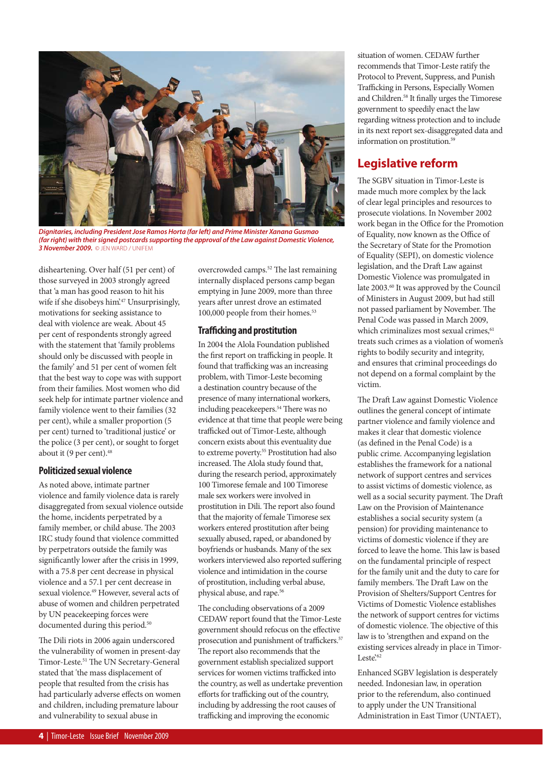*Dignitaries, including President Jose Ramos Horta (far left) and Prime Minister Xanana Gusmao (far right) with their signed postcards supporting the approval of the Law against Domestic Violence, 3 November 2009.* © JEN WARD / UNIFEM

disheartening. Over half (51 per cent) of those surveyed in 2003 strongly agreed that 'a man has good reason to hit his wife if she disobeys him'.[47] Unsurprisingly, motivations for seeking assistance to deal with violence are weak. About 45 per cent of respondents strongly agreed with the statement that 'family problems should only be discussed with people in the family' and 51 per cent of women felt that the best way to cope was with support from their families. Most women who did seek help for intimate partner violence and family violence went to their families (32 per cent), while a smaller proportion (5 per cent) turned to 'traditional justice' or the police (3 per cent), or sought to forget about it (9 per cent).[48]

### Politicized sexual violence

As noted above, intimate partner violence and family violence data is rarely disaggregated from sexual violence outside the home, incidents perpetrated by a family member, or child abuse. The 2003 IRC study found that violence committed by perpetrators outside the family was significantly lower after the crisis in 1999, with a 75.8 per cent decrease in physical violence and a 57.1 per cent decrease in sexual violence.[49] However, several acts of abuse of women and children perpetrated by UN peacekeeping forces were documented during this period.[50]

The Dili riots in 2006 again underscored the vulnerability of women in present-day Timor-Leste.[51] The UN Secretary-General stated that 'the mass displacement of people that resulted from the crisis has had particularly adverse effects on women and children, including premature labour and vulnerability to sexual abuse in overcrowded camps.[52] The last remaining internally displaced persons camp began emptying in June 2009, more than three years after unrest drove an estimated 100,000 people from their homes.[53]

### Trafficking and prostitution

In 2004 the Alola Foundation published the first report on trafficking in people. It found that trafficking was an increasing problem, with Timor-Leste becoming a destination country because of the presence of many international workers, including peacekeepers.[54] There was no evidence at that time that people were being trafficked out of Timor-Leste, although concern exists about this eventuality due to extreme poverty.[55] Prostitution had also increased. The Alola study found that, during the research period, approximately 100 Timorese female and 100 Timorese male sex workers were involved in prostitution in Dili. The report also found that the majority of female Timorese sex workers entered prostitution after being sexually abused, raped, or abandoned by boyfriends or husbands. Many of the sex workers interviewed also reported suffering violence and intimidation in the course of prostitution, including verbal abuse, physical abuse, and rape.[56]

The concluding observations of a 2009 CEDAW report found that the Timor-Leste government should refocus on the effective prosecution and punishment of traffickers.[57] The report also recommends that the government establish specialized support services for women victims trafficked into the country, as well as undertake prevention efforts for trafficking out of the country, including by addressing the root causes of trafficking and improving the economic situation of women. CEDAW further recommends that Timor-Leste ratify the Protocol to Prevent, Suppress, and Punish Trafficking in Persons, Especially Women and Children.[58] It finally urges the Timorese government to speedily enact the law regarding witness protection and to include in its next report sex-disaggregated data and information on prostitution.[59]

## Legislative reform

The SGBV situation in Timor-Leste is made much more complex by the lack of clear legal principles and resources to prosecute violations. In November 2002 work began in the Office for the Promotion of Equality, now known as the Office of the Secretary of State for the Promotion of Equality (SEPI), on domestic violence legislation, and the Draft Law against Domestic Violence was promulgated in late 2003.[60] It was approved by the Council of Ministers in August 2009, but had still not passed parliament by November. The Penal Code was passed in March 2009, which criminalizes most sexual crimes,[61] treats such crimes as a violation of women's rights to bodily security and integrity, and ensures that criminal proceedings do not depend on a formal complaint by the victim.

The Draft Law against Domestic Violence outlines the general concept of intimate partner violence and family violence and makes it clear that domestic violence (as defined in the Penal Code) is a public crime. Accompanying legislation establishes the framework for a national network of support centres and services to assist victims of domestic violence, as well as a social security payment. The Draft Law on the Provision of Maintenance establishes a social security system (a pension) for providing maintenance to victims of domestic violence if they are forced to leave the home. This law is based on the fundamental principle of respect for the family unit and the duty to care for family members. The Draft Law on the Provision of Shelters/Support Centres for Victims of Domestic Violence establishes the network of support centres for victims of domestic violence. The objective of this law is to 'strengthen and expand on the existing services already in place in Timor-Leste'.[62]

Enhanced SGBV legislation is desperately needed. Indonesian law, in operation prior to the referendum, also continued to apply under the UN Transitional Administration in East Timor (UNTAET),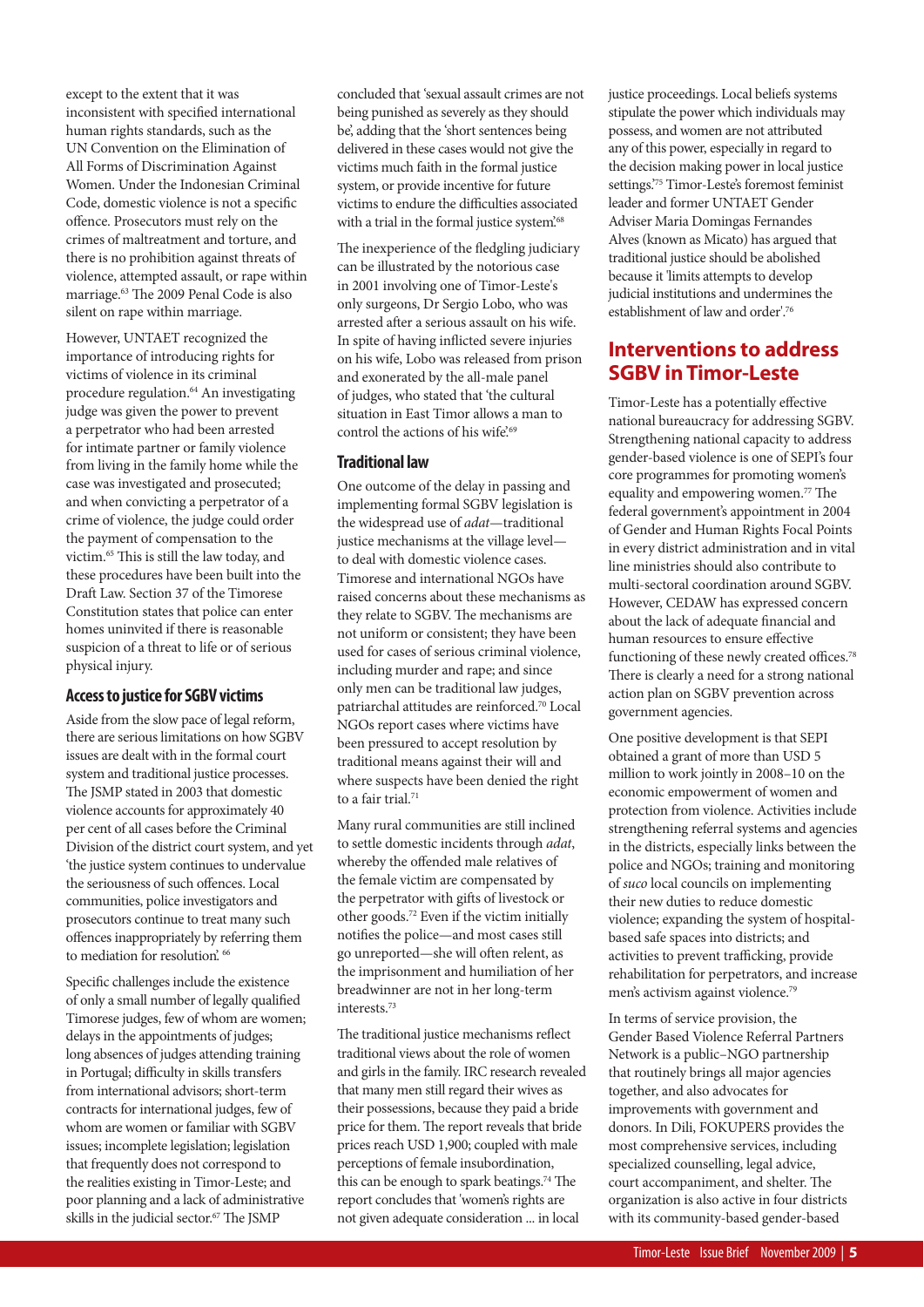except to the extent that it was inconsistent with specified international human rights standards, such as the UN Convention on the Elimination of All Forms of Discrimination Against Women. Under the Indonesian Criminal Code, domestic violence is not a specific offence. Prosecutors must rely on the crimes of maltreatment and torture, and there is no prohibition against threats of violence, attempted assault, or rape within marriage.[63] The 2009 Penal Code is also silent on rape within marriage.

However, UNTAET recognized the importance of introducing rights for victims of violence in its criminal procedure regulation.[64] An investigating judge was given the power to prevent a perpetrator who had been arrested for intimate partner or family violence from living in the family home while the case was investigated and prosecuted; and when convicting a perpetrator of a crime of violence, the judge could order the payment of compensation to the victim.[65] This is still the law today, and these procedures have been built into the Draft Law. Section 37 of the Timorese Constitution states that police can enter homes uninvited if there is reasonable suspicion of a threat to life or of serious physical injury.

### Access to justice for SGBV victims

Aside from the slow pace of legal reform, there are serious limitations on how SGBV issues are dealt with in the formal court system and traditional justice processes. The JSMP stated in 2003 that domestic violence accounts for approximately 40 per cent of all cases before the Criminal Division of the district court system, and yet 'the justice system continues to undervalue the seriousness of such offences. Local communities, police investigators and prosecutors continue to treat many such offences inappropriately by referring them to mediation for resolution'.[66]

Specific challenges include the existence of only a small number of legally qualified Timorese judges, few of whom are women; delays in the appointments of judges; long absences of judges attending training in Portugal; difficulty in skills transfers from international advisors; short-term contracts for international judges, few of whom are women or familiar with SGBV issues; incomplete legislation; legislation that frequently does not correspond to the realities existing in Timor-Leste; and poor planning and a lack of administrative skills in the judicial sector.[67] The JSMP concluded that 'sexual assault crimes are not being punished as severely as they should be', adding that the 'short sentences being delivered in these cases would not give the victims much faith in the formal justice system, or provide incentive for future victims to undergo the difficulties associated with a trial in the formal justice system'.[68]

The inexperience of the fledgling judiciary can be illustrated by the notorious case in 2001 involving one of Timor-Leste's only surgeons, Dr Sergio Lobo, who was arrested after a serious assault on his wife. In spite of having inflicted severe injuries on his wife, Lobo was released from prison and exonerated by the all-male panel of judges, who stated that 'the cultural situation in East Timor allows a man to control the actions of his wife'.[69]

### Traditional law

One outcome of the delay in passing and implementing formal SGBV legislation is the widespread use of *adat*—traditional justice mechanisms at the village level—to deal with domestic violence cases. Timorese and international NGOs have raised concerns about these mechanisms as they relate to SGBV. The mechanisms are not uniform or consistent; they have been used for cases of serious criminal violence, including murder and rape; and since only men can be traditional law judges, patriarchal attitudes are reinforced.[70] Local NGOs report cases where victims have been pressured to accept resolution by traditional means against their will and where suspects have been denied the right to a fair trial.[71]

Many rural communities are still inclined to settle domestic incidents through *adat*, whereby the offended male relatives of the female victim are compensated by the perpetrator with gifts of livestock or other goods.[72] Even if the victim initially notifies the police—and most cases still go unreported—she will often relent, as the imprisonment and humiliation of her breadwinner are not in her long-term interests.[73]

The traditional justice mechanisms reflect traditional views about the role of women and girls in the family. IRC research revealed that many men still regard their wives as their possessions, because they paid a bride price for them. The report reveals that bride prices reach USD 1,900; coupled with male perceptions of female insubordination, this can be enough to spark beatings.[74] The report concludes that 'women's rights are not given adequate consideration ... in local justice proceedings. Local beliefs systems stipulate the power which individuals may possess, and women are not attributed any of this power, especially in regard to the decision making power in local justice settings'.[75] Timor-Leste's foremost feminist leader and former UNTAET Gender Adviser Maria Domingas Fernandes Alves (known as Micato) has argued that traditional justice should be abolished because it 'limits attempts to develop judicial institutions and undermines the establishment of law and order'.[76]

## Interventions to address SGBV in Timor-Leste

Timor-Leste has a potentially effective national bureaucracy for addressing SGBV. Strengthening national capacity to address gender-based violence is one of SEPI's four core programmes for promoting women's equality and empowering women.[77] The federal government's appointment in 2004 of Gender and Human Rights Focal Points in every district administration and in vital line ministries should also contribute to multi-sectoral coordination around SGBV. However, CEDAW has expressed concern about the lack of adequate financial and human resources to ensure effective functioning of these newly created offices.[78] There is clearly a need for a strong national action plan on SGBV prevention across government agencies.

One positive development is that SEPI obtained a grant of more than USD 5 million to work jointly in 2008–10 on the economic empowerment of women and protection from violence. Activities include strengthening referral systems and agencies in the districts, especially links between the police and NGOs; training and monitoring of *suco* local councils on implementing their new duties to reduce domestic violence; expanding the system of hospital-based safe spaces into districts; and activities to prevent trafficking, provide rehabilitation for perpetrators, and increase men's activism against violence.[79]

In terms of service provision, the Gender Based Violence Referral Partners Network is a public–NGO partnership that routinely brings all major agencies together, and also advocates for improvements with government and donors. In Dili, FOKUPERS provides the most comprehensive services, including specialized counselling, legal advice, court accompaniment, and shelter. The organization is also active in four districts with its community-based gender-based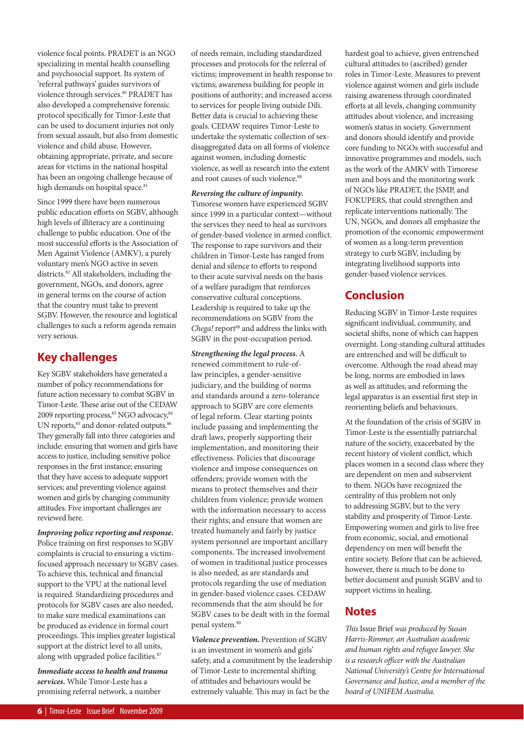violence focal points. PRADET is an NGO specializing in mental health counselling and psychosocial support. Its system of 'referral pathways' guides survivors of violence through services.[80] PRADET has also developed a comprehensive forensic protocol specifically for Timor-Leste that can be used to document injuries not only from sexual assault, but also from domestic violence and child abuse. However, obtaining appropriate, private, and secure areas for victims in the national hospital has been an ongoing challenge because of high demands on hospital space.[81]

Since 1999 there have been numerous public education efforts on SGBV, although high levels of illiteracy are a continuing challenge to public education. One of the most successful efforts is the Association of Men Against Violence (AMKV), a purely voluntary men's NGO active in seven districts.[82] All stakeholders, including the government, NGOs, and donors, agree in general terms on the course of action that the country must take to prevent SGBV. However, the resource and logistical challenges to such a reform agenda remain very serious.

## Key challenges

Key SGBV stakeholders have generated a number of policy recommendations for future action necessary to combat SGBV in Timor-Leste. These arise out of the CEDAW 2009 reporting process,[83] NGO advocacy,[84] UN reports,[85] and donor-related outputs.[86] They generally fall into three categories and include: ensuring that women and girls have access to justice, including sensitive police responses in the first instance; ensuring that they have access to adequate support services; and preventing violence against women and girls by changing community attitudes. Five important challenges are reviewed here.

***Improving police reporting and response.*** Police training on first responses to SGBV complaints is crucial to ensuring a victim-focused approach necessary to SGBV cases. To achieve this, technical and financial support to the VPU at the national level is required. Standardizing procedures and protocols for SGBV cases are also needed, to make sure medical examinations can be produced as evidence in formal court proceedings. This implies greater logistical support at the district level to all units, along with upgraded police facilities.[87]

***Immediate access to health and trauma services.*** While Timor-Leste has a promising referral network, a number of needs remain, including standardized processes and protocols for the referral of victims; improvement in health response to victims; awareness building for people in positions of authority; and increased access to services for people living outside Dili. Better data is crucial to achieving these goals. CEDAW requires Timor-Leste to undertake the systematic collection of sex-disaggregated data on all forms of violence against women, including domestic violence, as well as research into the extent and root causes of such violence.[88]

***Reversing the culture of impunity.*** Timorese women have experienced SGBV since 1999 in a particular context—without the services they need to heal as survivors of gender-based violence in armed conflict. The response to rape survivors and their children in Timor-Leste has ranged from denial and silence to efforts to respond to their acute survival needs on the basis of a welfare paradigm that reinforces conservative cultural conceptions. Leadership is required to take up the recommendations on SGBV from the *Chega!* report[89] and address the links with SGBV in the post-occupation period.

***Strengthening the legal process.*** A renewed commitment to rule-of-law principles, a gender-sensitive judiciary, and the building of norms and standards around a zero-tolerance approach to SGBV are core elements of legal reform. Clear starting points include passing and implementing the draft laws, properly supporting their implementation, and monitoring their effectiveness. Policies that discourage violence and impose consequences on offenders; provide women with the means to protect themselves and their children from violence; provide women with the information necessary to access their rights; and ensure that women are treated humanely and fairly by justice system personnel are important ancillary components. The increased involvement of women in traditional justice processes is also needed, as are standards and protocols regarding the use of mediation in gender-based violence cases. CEDAW recommends that the aim should be for SGBV cases to be dealt with in the formal penal system.[90]

***Violence prevention.*** Prevention of SGBV is an investment in women's and girls' safety, and a commitment by the leadership of Timor-Leste to incremental shifting of attitudes and behaviours would be extremely valuable. This may in fact be the hardest goal to achieve, given entrenched cultural attitudes to (ascribed) gender roles in Timor-Leste. Measures to prevent violence against women and girls include raising awareness through coordinated efforts at all levels, changing community attitudes about violence, and increasing women's status in society. Government and donors should identify and provide core funding to NGOs with successful and innovative programmes and models, such as the work of the AMKV with Timorese men and boys and the monitoring work of NGOs like PRADET, the JSMP, and FOKUPERS, that could strengthen and replicate interventions nationally. The UN, NGOs, and donors all emphasize the promotion of the economic empowerment of women as a long-term prevention strategy to curb SGBV, including by integrating livelihood supports into gender-based violence services.

## Conclusion

Reducing SGBV in Timor-Leste requires significant individual, community, and societal shifts, none of which can happen overnight. Long-standing cultural attitudes are entrenched and will be difficult to overcome. Although the road ahead may be long, norms are embodied in laws as well as attitudes, and reforming the legal apparatus is an essential first step in reorienting beliefs and behaviours.

At the foundation of the crisis of SGBV in Timor-Leste is the essentially patriarchal nature of the society, exacerbated by the recent history of violent conflict, which places women in a second class where they are dependent on men and subservient to them. NGOs have recognized the centrality of this problem not only to addressing SGBV, but to the very stability and prosperity of Timor-Leste. Empowering women and girls to live free from economic, social, and emotional dependency on men will benefit the entire society. Before that can be achieved, however, there is much to be done to better document and punish SGBV and to support victims in healing.

## Notes

*This* Issue Brief *was produced by Susan Harris-Rimmer, an Australian academic and human rights and refugee lawyer. She is a research officer with the Australian National University's Centre for International Governance and Justice, and a member of the board of UNIFEM Australia.*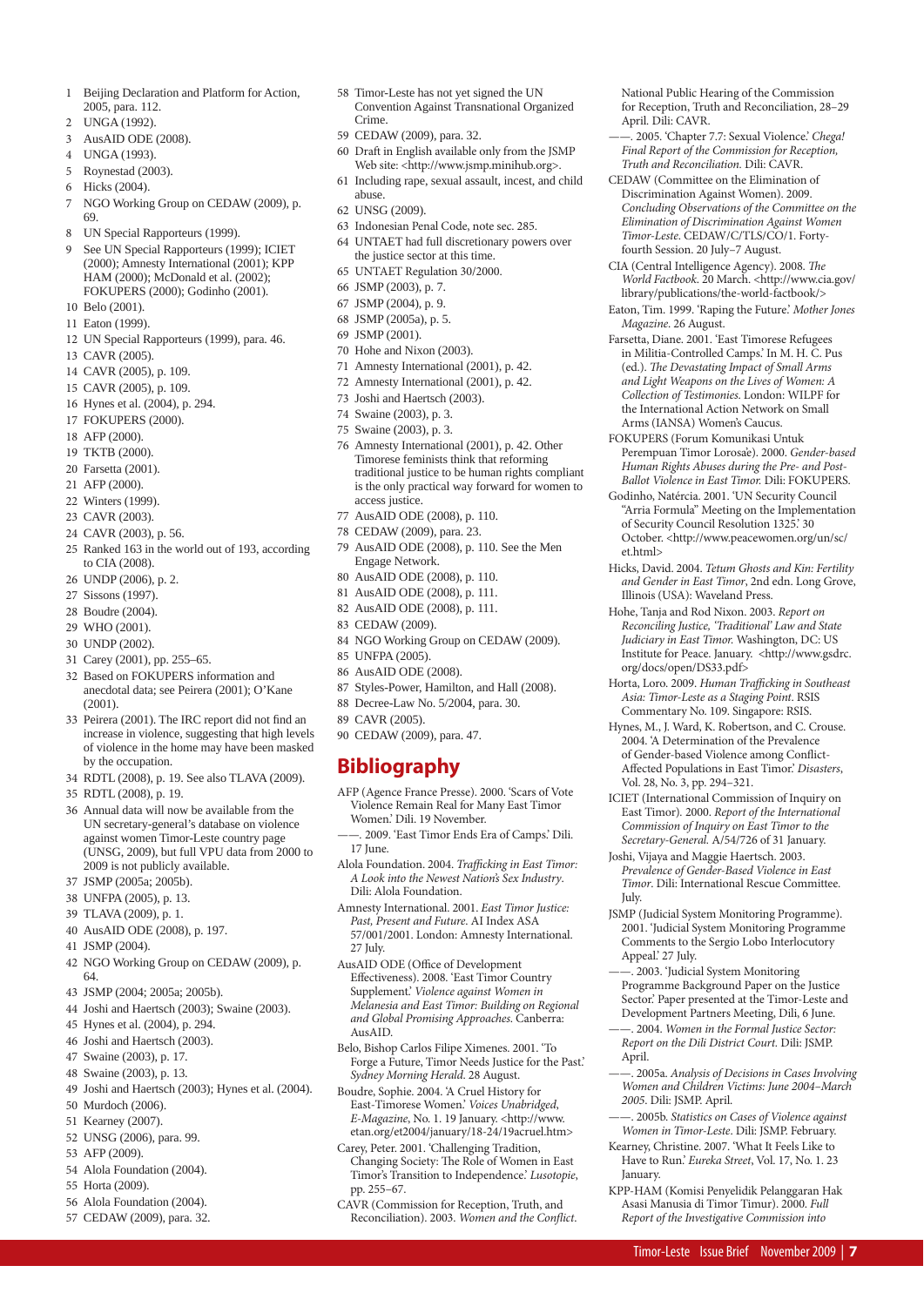1 Beijing Declaration and Platform for Action, 2005, para. 112.
2 UNGA (1992).
3 AusAID ODE (2008).
4 UNGA (1993).
5 Roynestad (2003).
6 Hicks (2004).
7 NGO Working Group on CEDAW (2009), p. 69.
8 UN Special Rapporteurs (1999).
9 See UN Special Rapporteurs (1999); ICIET (2000); Amnesty International (2001); KPP HAM (2000); McDonald et al. (2002); FOKUPERS (2000); Godinho (2001).
10 Belo (2001).
11 Eaton (1999).
12 UN Special Rapporteurs (1999), para. 46.
13 CAVR (2005).
14 CAVR (2005), p. 109.
15 CAVR (2005), p. 109.
16 Hynes et al. (2004), p. 294.
17 FOKUPERS (2000).
18 AFP (2000).
19 TKTB (2000).
20 Farsetta (2001).
21 AFP (2000).
22 Winters (1999).
23 CAVR (2003).
24 CAVR (2003), p. 56.
25 Ranked 163 in the world out of 193, according to CIA (2008).
26 UNDP (2006), p. 2.
27 Sissons (1997).
28 Boudre (2004).
29 WHO (2001).
30 UNDP (2002).
31 Carey (2001), pp. 255–65.
32 Based on FOKUPERS information and anecdotal data; see Peirera (2001); O'Kane (2001).
33 Peirera (2001). The IRC report did not find an increase in violence, suggesting that high levels of violence in the home may have been masked by the occupation.
34 RDTL (2008), p. 19. See also TLAVA (2009).
35 RDTL (2008), p. 19.
36 Annual data will now be available from the UN secretary-general's database on violence against women Timor-Leste country page (UNSG, 2009), but full VPU data from 2000 to 2009 is not publicly available.
37 JSMP (2005a; 2005b).
38 UNFPA (2005), p. 13.
39 TLAVA (2009), p. 1.
40 AusAID ODE (2008), p. 197.
41 JSMP (2004).
42 NGO Working Group on CEDAW (2009), p. 64.
43 JSMP (2004; 2005a; 2005b).
44 Joshi and Haertsch (2003); Swaine (2003).
45 Hynes et al. (2004), p. 294.
46 Joshi and Haertsch (2003).
47 Swaine (2003), p. 17.
48 Swaine (2003), p. 13.
49 Joshi and Haertsch (2003); Hynes et al. (2004).
50 Murdoch (2006).
51 Kearney (2007).
52 UNSG (2006), para. 99.
53 AFP (2009).
54 Alola Foundation (2004).
55 Horta (2009).
56 Alola Foundation (2004).
57 CEDAW (2009), para. 32.
58 Timor-Leste has not yet signed the UN Convention Against Transnational Organized Crime.
59 CEDAW (2009), para. 32.
60 Draft in English available only from the JSMP Web site: <http://www.jsmp.minihub.org>.
61 Including rape, sexual assault, incest, and child abuse.
62 UNSG (2009).
63 Indonesian Penal Code, note sec. 285.
64 UNTAET had full discretionary powers over the justice sector at this time.
65 UNTAET Regulation 30/2000.
66 JSMP (2003), p. 7.
67 JSMP (2004), p. 9.
68 JSMP (2005a), p. 5.
69 JSMP (2001).
70 Hohe and Nixon (2003).
71 Amnesty International (2001), p. 42.
72 Amnesty International (2001), p. 42.
73 Joshi and Haertsch (2003).
74 Swaine (2003), p. 3.
75 Swaine (2003), p. 3.
76 Amnesty International (2001), p. 42. Other Timorese feminists think that reforming traditional justice to be human rights compliant is the only practical way forward for women to access justice.
77 AusAID ODE (2008), p. 110.
78 CEDAW (2009), para. 23.
79 AusAID ODE (2008), p. 110. See the Men Engage Network.
80 AusAID ODE (2008), p. 110.
81 AusAID ODE (2008), p. 111.
82 AusAID ODE (2008), p. 111.
83 CEDAW (2009).
84 NGO Working Group on CEDAW (2009).
85 UNFPA (2005).
86 AusAID ODE (2008).
87 Styles-Power, Hamilton, and Hall (2008).
88 Decree-Law No. 5/2004, para. 30.
89 CAVR (2005).
90 CEDAW (2009), para. 47.

## Bibliography

AFP (Agence France Presse). 2000. 'Scars of Vote Violence Remain Real for Many East Timor Women.' Dili. 19 November.

——. 2009. 'East Timor Ends Era of Camps.' Dili. 17 June.

Alola Foundation. 2004. *Trafficking in East Timor: A Look into the Newest Nation's Sex Industry*. Dili: Alola Foundation.

Amnesty International. 2001. *East Timor Justice: Past, Present and Future*. AI Index ASA 57/001/2001. London: Amnesty International. 27 July.

AusAID ODE (Office of Development Effectiveness). 2008. 'East Timor Country Supplement.' *Violence against Women in Melanesia and East Timor: Building on Regional and Global Promising Approaches*. Canberra: AusAID.

Belo, Bishop Carlos Filipe Ximenes. 2001. 'To Forge a Future, Timor Needs Justice for the Past.' *Sydney Morning Herald*. 28 August.

Boudre, Sophie. 2004. 'A Cruel History for East-Timorese Women.' *Voices Unabridged, E-Magazine*, No. 1. 19 January. <http://www.etan.org/et2004/january/18-24/19acruel.htm>

Carey, Peter. 2001. 'Challenging Tradition, Changing Society: The Role of Women in East Timor's Transition to Independence.' *Lusotopie*, pp. 255–67.

CAVR (Commission for Reception, Truth, and Reconciliation). 2003. *Women and the Conflict*. National Public Hearing of the Commission for Reception, Truth and Reconciliation, 28–29 April. Dili: CAVR.

——. 2005. 'Chapter 7.7: Sexual Violence.' *Chega! Final Report of the Commission for Reception, Truth and Reconciliation*. Dili: CAVR.

CEDAW (Committee on the Elimination of Discrimination Against Women). 2009. *Concluding Observations of the Committee on the Elimination of Discrimination Against Women Timor-Leste*. CEDAW/C/TLS/CO/1. Forty-fourth Session. 20 July–7 August.

CIA (Central Intelligence Agency). 2008. *The World Factbook*. 20 March. <http://www.cia.gov/library/publications/the-world-factbook/>

Eaton, Tim. 1999. 'Raping the Future.' *Mother Jones Magazine*. 26 August.

Farsetta, Diane. 2001. 'East Timorese Refugees in Militia-Controlled Camps.' In M. H. C. Pus (ed.). *The Devastating Impact of Small Arms and Light Weapons on the Lives of Women: A Collection of Testimonies*. London: WILPF for the International Action Network on Small Arms (IANSA) Women's Caucus.

FOKUPERS (Forum Komunikasi Untuk Perempuan Timor Lorosae). 2000. *Gender-based Human Rights Abuses during the Pre- and Post-Ballot Violence in East Timor*. Dili: FOKUPERS.

Godinho, Natércia. 2001. 'UN Security Council "Arria Formula" Meeting on the Implementation of Security Council Resolution 1325.' 30 October. <http://www.peacewomen.org/un/sc/et.html>

Hicks, David. 2004. *Tetum Ghosts and Kin: Fertility and Gender in East Timor*, 2nd edn. Long Grove, Illinois (USA): Waveland Press.

Hohe, Tanja and Rod Nixon. 2003. *Report on Reconciling Justice, 'Traditional' Law and State Judiciary in East Timor*. Washington, DC: US Institute for Peace. January. <http://www.gsdrc.org/docs/open/DS33.pdf>

Horta, Loro. 2009. *Human Trafficking in Southeast Asia: Timor-Leste as a Staging Point*. RSIS Commentary No. 109. Singapore: RSIS.

Hynes, M., J. Ward, K. Robertson, and C. Crouse. 2004. 'A Determination of the Prevalence of Gender-based Violence among Conflict-Affected Populations in East Timor.' *Disasters*, Vol. 28, No. 3, pp. 294–321.

ICIET (International Commission of Inquiry on East Timor). 2000. *Report of the International Commission of Inquiry on East Timor to the Secretary-General*. A/54/726 of 31 January.

Joshi, Vijaya and Maggie Haertsch. 2003. *Prevalence of Gender-Based Violence in East Timor*. Dili: International Rescue Committee. July.

JSMP (Judicial System Monitoring Programme). 2001. 'Judicial System Monitoring Programme Comments to the Sergio Lobo Interlocutory Appeal.' 27 July.

——. 2003. 'Judicial System Monitoring Programme Background Paper on the Justice Sector.' Paper presented at the Timor-Leste and Development Partners Meeting, Dili, 6 June.

——. 2004. *Women in the Formal Justice Sector: Report on the Dili District Court*. Dili: JSMP. April.

——. 2005a. *Analysis of Decisions in Cases Involving Women and Children Victims: June 2004–March 2005*. Dili: JSMP. April.

——. 2005b. *Statistics on Cases of Violence against Women in Timor-Leste*. Dili: JSMP. February.

Kearney, Christine. 2007. 'What It Feels Like to Have to Run.' *Eureka Street*, Vol. 17, No. 1. 23 January.

KPP-HAM (Komisi Penyelidik Pelanggaran Hak Asasi Manusia di Timor Timur). 2000. *Full Report of the Investigative Commission into*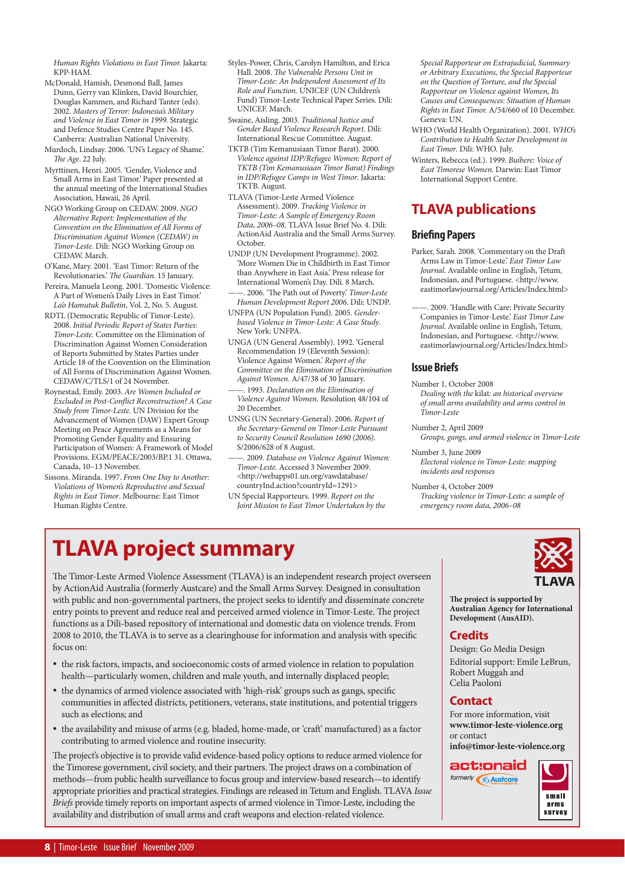*Human Rights Violations in East Timor*. Jakarta: KPP-HAM.

McDonald, Hamish, Desmond Ball, James Dunn, Gerry van Klinken, David Bourchier, Douglas Kammen, and Richard Tanter (eds). 2002. *Masters of Terror: Indonesia's Military and Violence in East Timor in 1999*. Strategic and Defence Studies Centre Paper No. 145. Canberra: Australian National University.

Murdoch, Lindsay. 2006. 'UN's Legacy of Shame.' *The Age*. 22 July.

Myrttinen, Henri. 2005. 'Gender, Violence and Small Arms in East Timor.' Paper presented at the annual meeting of the International Studies Association, Hawaii, 26 April.

NGO Working Group on CEDAW. 2009. *NGO Alternative Report: Implementation of the Convention on the Elimination of All Forms of Discrimination Against Women (CEDAW) in Timor-Leste*. Dili: NGO Working Group on CEDAW. March.

O'Kane, Mary. 2001. 'East Timor: Return of the Revolutionaries.' *The Guardian*. 15 January.

Pereira, Manuela Leong. 2001. 'Domestic Violence: A Part of Women's Daily Lives in East Timor.' *La'o Hamutuk Bulletin*, Vol. 2, No. 5. August.

RDTL (Democratic Republic of Timor-Leste). 2008. *Initial Periodic Report of States Parties: Timor-Leste*. Committee on the Elimination of Discrimination Against Women Consideration of Reports Submitted by States Parties under Article 18 of the Convention on the Elimination of All Forms of Discrimination Against Women. CEDAW/C/TLS/1 of 24 November.

Roynestad, Emily. 2003. *Are Women Included or Excluded in Post-Conflict Reconstruction? A Case Study from Timor-Leste*. UN Division for the Advancement of Women (DAW) Expert Group Meeting on Peace Agreements as a Means for Promoting Gender Equality and Ensuring Participation of Women: A Framework of Model Provisions. EGM/PEACE/2003/BP.1 31. Ottawa, Canada, 10–13 November.

Sissons. Miranda. 1997. *From One Day to Another: Violations of Women's Reproductive and Sexual Rights in East Timor*. Melbourne: East Timor Human Rights Centre.

Styles-Power, Chris, Carolyn Hamilton, and Erica Hall. 2008. *The Vulnerable Persons Unit in Timor-Leste: An Independent Assessment of Its Role and Function*. UNICEF (UN Children's Fund) Timor-Leste Technical Paper Series. Dili: UNICEF. March.

Swaine, Aisling. 2003. *Traditional Justice and Gender Based Violence Research Report*. Dili: International Rescue Committee. August.

TKTB (Tim Kemanusiaan Timor Barat). 2000. *Violence against IDP/Refugee Women: Report of TKTB (Tim Kemanusiaan Timor Barat) Findings in IDP/Refugee Camps in West Timor*. Jakarta: TKTB. August.

TLAVA (Timor-Leste Armed Violence Assessment). 2009. *Tracking Violence in Timor-Leste: A Sample of Emergency Room Data, 2006–08*. TLAVA Issue Brief No. 4. Dili: ActionAid Australia and the Small Arms Survey. October.

UNDP (UN Development Programme). 2002. 'More Women Die in Childbirth in East Timor than Anywhere in East Asia.' Press release for International Women's Day. Dili. 8 March.

——. 2006. 'The Path out of Poverty.' *Timor-Leste Human Development Report 2006*. Dili: UNDP.

UNFPA (UN Population Fund). 2005. *Gender-based Violence in Timor-Leste: A Case Study*. New York: UNFPA.

UNGA (UN General Assembly). 1992. 'General Recommendation 19 (Eleventh Session): Violence Against Women.' *Report of the Committee on the Elimination of Discrimination Against Women*. A/47/38 of 30 January.

——. 1993. *Declaration on the Elimination of Violence Against Women*. Resolution 48/104 of 20 December.

UNSG (UN Secretary-General). 2006. *Report of the Secretary-General on Timor-Leste Pursuant to Security Council Resolution 1690 (2006)*. S/2006/628 of 8 August.

——. 2009. *Database on Violence Against Women: Timor-Leste*. Accessed 3 November 2009. <http://webapps01.un.org/vawdatabase/countryInd.action?countryId=1291>

UN Special Rapporteurs. 1999. *Report on the Joint Mission to East Timor Undertaken by the Special Rapporteur on Extrajudicial, Summary or Arbitrary Executions, the Special Rapporteur on the Question of Torture, and the Special Rapporteur on Violence against Women, Its Causes and Consequences: Situation of Human Rights in East Timor*. A/54/660 of 10 December. Geneva: UN.

WHO (World Health Organization). 2001. *WHO's Contribution to Health Sector Development in East Timor*. Dili: WHO. July.

Winters, Rebecca (ed.). 1999. *Buibere: Voice of East Timorese Women*. Darwin: East Timor International Support Centre.

## TLAVA publications

### Briefing Papers

Parker, Sarah. 2008. 'Commentary on the Draft Arms Law in Timor-Leste.' *East Timor Law Journal*. Available online in English, Tetum, Indonesian, and Portuguese. <http://www.eastimorlawjournal.org/Articles/Index.html>

——. 2009. 'Handle with Care: Private Security Companies in Timor-Leste.' *East Timor Law Journal*. Available online in English, Tetum, Indonesian, and Portuguese. <http://www.eastimorlawjournal.org/Articles/Index.html>

### Issue Briefs

Number 1, October 2008
*Dealing with the* kilat: *an historical overview of small arms availability and arms control in Timor-Leste*

Number 2, April 2009
*Groups, gangs, and armed violence in Timor-Leste*

Number 3, June 2009
*Electoral violence in Timor-Leste: mapping incidents and responses*

Number 4, October 2009
*Tracking violence in Timor-Leste: a sample of emergency room data, 2006–08*

# TLAVA project summary

The Timor-Leste Armed Violence Assessment (TLAVA) is an independent research project overseen by ActionAid Australia (formerly Austcare) and the Small Arms Survey. Designed in consultation with public and non-governmental partners, the project seeks to identify and disseminate concrete entry points to prevent and reduce real and perceived armed violence in Timor-Leste. The project functions as a Dili-based repository of international and domestic data on violence trends. From 2008 to 2010, the TLAVA is to serve as a clearinghouse for information and analysis with specific focus on:

- the risk factors, impacts, and socioeconomic costs of armed violence in relation to population health—particularly women, children and male youth, and internally displaced people;
- the dynamics of armed violence associated with 'high-risk' groups such as gangs, specific communities in affected districts, petitioners, veterans, state institutions, and potential triggers such as elections; and
- the availability and misuse of arms (e.g. bladed, home-made, or 'craft' manufactured) as a factor contributing to armed violence and routine insecurity.

The project's objective is to provide valid evidence-based policy options to reduce armed violence for the Timorese government, civil society, and their partners. The project draws on a combination of methods—from public health surveillance to focus group and interview-based research—to identify appropriate priorities and practical strategies. Findings are released in Tetum and English. TLAVA *Issue Briefs* provide timely reports on important aspects of armed violence in Timor-Leste, including the availability and distribution of small arms and craft weapons and election-related violence.

TLAVA

**The project is supported by Australian Agency for International Development (AusAID).**

## Credits

Design: Go Media Design

Editorial support: Emile LeBrun, Robert Muggah and Celia Paoloni

## Contact

For more information, visit **www.timor-leste-violence.org** or contact **info@timor-leste-violence.org**

actionaid formerly Austcare

small arms survey